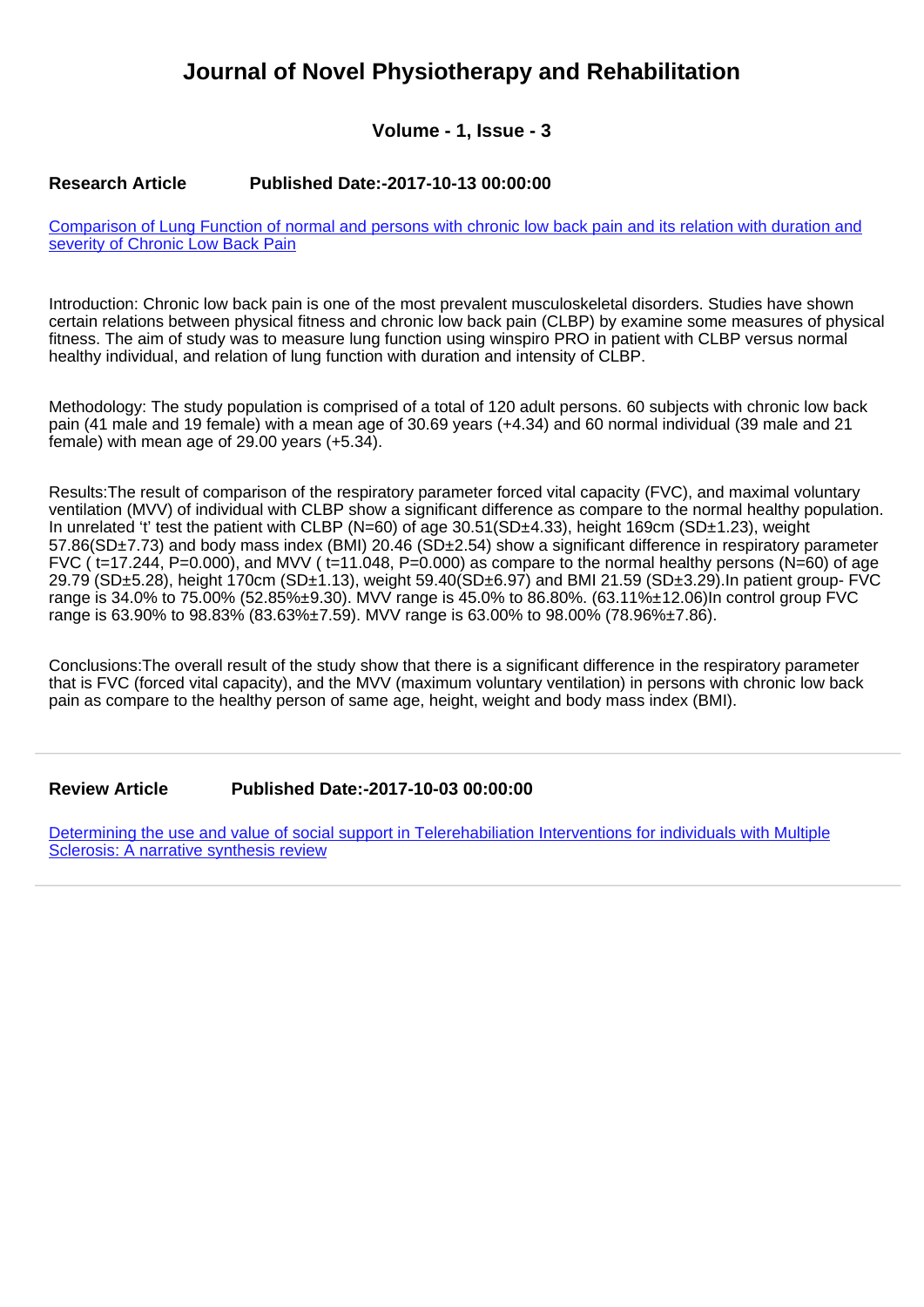# Journal of Novel Physiotherapy and Rehabilitation

### Volume - 1, Issue - 3

**Research Article** **Published Date:-2017-10-13 00:00:00**

[Comparison of Lung Function of normal and persons with chronic low back pain and its relation with duration and severity of Chronic Low Back Pain]

Introduction: Chronic low back pain is one of the most prevalent musculoskeletal disorders. Studies have shown certain relations between physical fitness and chronic low back pain (CLBP) by examine some measures of physical fitness. The aim of study was to measure lung function using winspiro PRO in patient with CLBP versus normal healthy individual, and relation of lung function with duration and intensity of CLBP.

Methodology: The study population is comprised of a total of 120 adult persons. 60 subjects with chronic low back pain (41 male and 19 female) with a mean age of 30.69 years (+4.34) and 60 normal individual (39 male and 21 female) with mean age of 29.00 years (+5.34).

Results:The result of comparison of the respiratory parameter forced vital capacity (FVC), and maximal voluntary ventilation (MVV) of individual with CLBP show a significant difference as compare to the normal healthy population. In unrelated 't' test the patient with CLBP (N=60) of age 30.51(SD±4.33), height 169cm (SD±1.23), weight 57.86(SD±7.73) and body mass index (BMI) 20.46 (SD±2.54) show a significant difference in respiratory parameter FVC ( t=17.244, P=0.000), and MVV ( t=11.048, P=0.000) as compare to the normal healthy persons (N=60) of age 29.79 (SD±5.28), height 170cm (SD±1.13), weight 59.40(SD±6.97) and BMI 21.59 (SD±3.29).In patient group- FVC range is 34.0% to 75.00% (52.85%±9.30). MVV range is 45.0% to 86.80%. (63.11%±12.06)In control group FVC range is 63.90% to 98.83% (83.63%±7.59). MVV range is 63.00% to 98.00% (78.96%±7.86).

Conclusions:The overall result of the study show that there is a significant difference in the respiratory parameter that is FVC (forced vital capacity), and the MVV (maximum voluntary ventilation) in persons with chronic low back pain as compare to the healthy person of same age, height, weight and body mass index (BMI).

---

**Review Article** **Published Date:-2017-10-03 00:00:00**

[Determining the use and value of social support in Telerehabiliation Interventions for individuals with Multiple Sclerosis: A narrative synthesis review]

---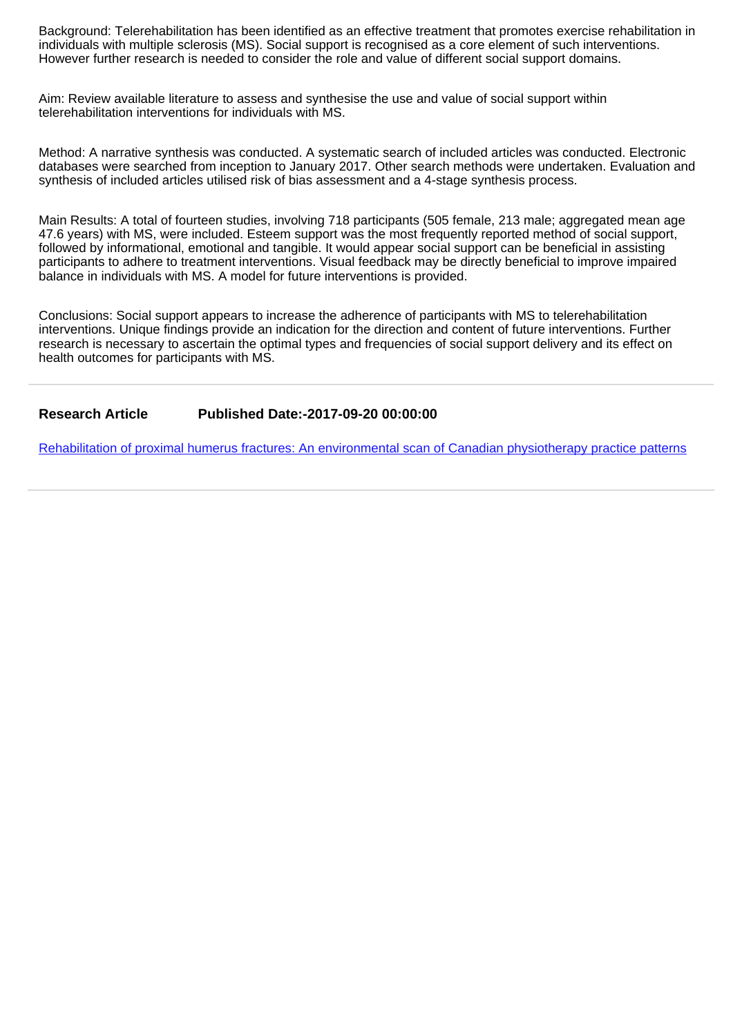Background: Telerehabilitation has been identified as an effective treatment that promotes exercise rehabilitation in individuals with multiple sclerosis (MS). Social support is recognised as a core element of such interventions. However further research is needed to consider the role and value of different social support domains.

Aim: Review available literature to assess and synthesise the use and value of social support within telerehabilitation interventions for individuals with MS.

Method: A narrative synthesis was conducted. A systematic search of included articles was conducted. Electronic databases were searched from inception to January 2017. Other search methods were undertaken. Evaluation and synthesis of included articles utilised risk of bias assessment and a 4-stage synthesis process.

Main Results: A total of fourteen studies, involving 718 participants (505 female, 213 male; aggregated mean age 47.6 years) with MS, were included. Esteem support was the most frequently reported method of social support, followed by informational, emotional and tangible. It would appear social support can be beneficial in assisting participants to adhere to treatment interventions. Visual feedback may be directly beneficial to improve impaired balance in individuals with MS. A model for future interventions is provided.

Conclusions: Social support appears to increase the adherence of participants with MS to telerehabilitation interventions. Unique findings provide an indication for the direction and content of future interventions. Further research is necessary to ascertain the optimal types and frequencies of social support delivery and its effect on health outcomes for participants with MS.

---

**Research Article** **Published Date:-2017-09-20 00:00:00**

[Rehabilitation of proximal humerus fractures: An environmental scan of Canadian physiotherapy practice patterns]

---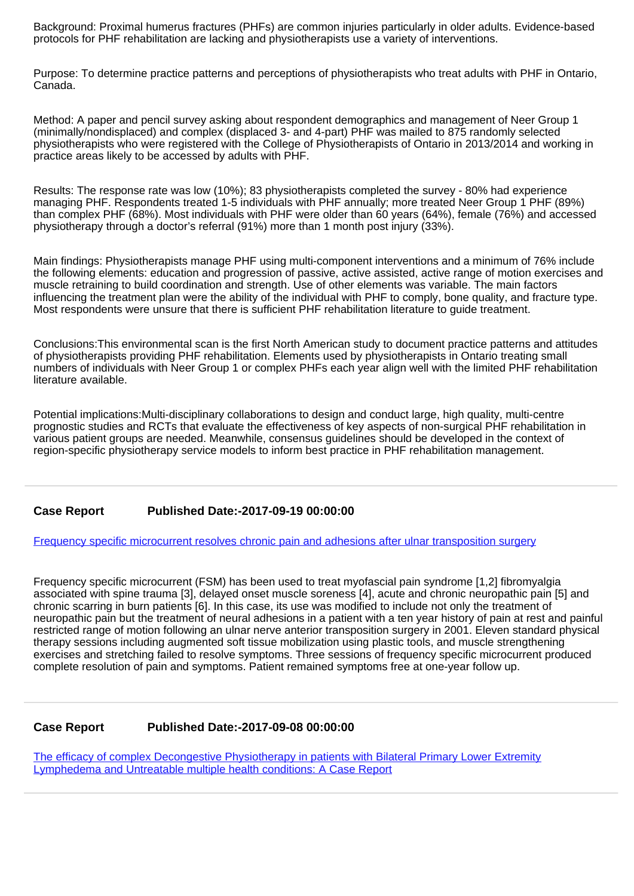Background: Proximal humerus fractures (PHFs) are common injuries particularly in older adults. Evidence-based protocols for PHF rehabilitation are lacking and physiotherapists use a variety of interventions.

Purpose: To determine practice patterns and perceptions of physiotherapists who treat adults with PHF in Ontario, Canada.

Method: A paper and pencil survey asking about respondent demographics and management of Neer Group 1 (minimally/nondisplaced) and complex (displaced 3- and 4-part) PHF was mailed to 875 randomly selected physiotherapists who were registered with the College of Physiotherapists of Ontario in 2013/2014 and working in practice areas likely to be accessed by adults with PHF.

Results: The response rate was low (10%); 83 physiotherapists completed the survey - 80% had experience managing PHF. Respondents treated 1-5 individuals with PHF annually; more treated Neer Group 1 PHF (89%) than complex PHF (68%). Most individuals with PHF were older than 60 years (64%), female (76%) and accessed physiotherapy through a doctor's referral (91%) more than 1 month post injury (33%).

Main findings: Physiotherapists manage PHF using multi-component interventions and a minimum of 76% include the following elements: education and progression of passive, active assisted, active range of motion exercises and muscle retraining to build coordination and strength. Use of other elements was variable. The main factors influencing the treatment plan were the ability of the individual with PHF to comply, bone quality, and fracture type. Most respondents were unsure that there is sufficient PHF rehabilitation literature to guide treatment.

Conclusions:This environmental scan is the first North American study to document practice patterns and attitudes of physiotherapists providing PHF rehabilitation. Elements used by physiotherapists in Ontario treating small numbers of individuals with Neer Group 1 or complex PHFs each year align well with the limited PHF rehabilitation literature available.

Potential implications:Multi-disciplinary collaborations to design and conduct large, high quality, multi-centre prognostic studies and RCTs that evaluate the effectiveness of key aspects of non-surgical PHF rehabilitation in various patient groups are needed. Meanwhile, consensus guidelines should be developed in the context of region-specific physiotherapy service models to inform best practice in PHF rehabilitation management.

---

**Case Report** **Published Date:-2017-09-19 00:00:00**

Frequency specific microcurrent resolves chronic pain and adhesions after ulnar transposition surgery

Frequency specific microcurrent (FSM) has been used to treat myofascial pain syndrome [1,2] fibromyalgia associated with spine trauma [3], delayed onset muscle soreness [4], acute and chronic neuropathic pain [5] and chronic scarring in burn patients [6]. In this case, its use was modified to include not only the treatment of neuropathic pain but the treatment of neural adhesions in a patient with a ten year history of pain at rest and painful restricted range of motion following an ulnar nerve anterior transposition surgery in 2001. Eleven standard physical therapy sessions including augmented soft tissue mobilization using plastic tools, and muscle strengthening exercises and stretching failed to resolve symptoms. Three sessions of frequency specific microcurrent produced complete resolution of pain and symptoms. Patient remained symptoms free at one-year follow up.

---

**Case Report** **Published Date:-2017-09-08 00:00:00**

The efficacy of complex Decongestive Physiotherapy in patients with Bilateral Primary Lower Extremity Lymphedema and Untreatable multiple health conditions: A Case Report

---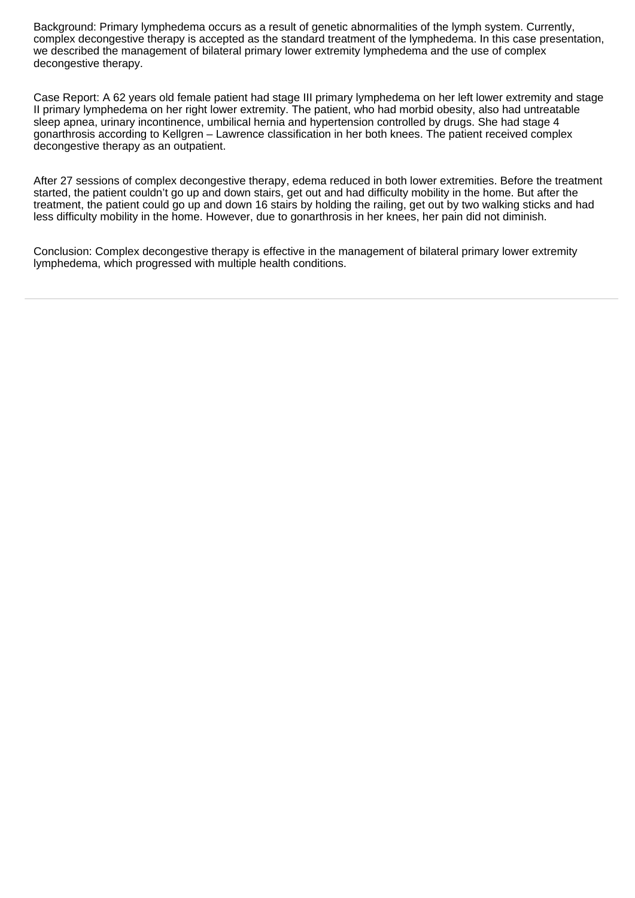Background: Primary lymphedema occurs as a result of genetic abnormalities of the lymph system. Currently, complex decongestive therapy is accepted as the standard treatment of the lymphedema. In this case presentation, we described the management of bilateral primary lower extremity lymphedema and the use of complex decongestive therapy.

Case Report: A 62 years old female patient had stage III primary lymphedema on her left lower extremity and stage II primary lymphedema on her right lower extremity. The patient, who had morbid obesity, also had untreatable sleep apnea, urinary incontinence, umbilical hernia and hypertension controlled by drugs. She had stage 4 gonarthrosis according to Kellgren – Lawrence classification in her both knees. The patient received complex decongestive therapy as an outpatient.

After 27 sessions of complex decongestive therapy, edema reduced in both lower extremities. Before the treatment started, the patient couldn't go up and down stairs, get out and had difficulty mobility in the home. But after the treatment, the patient could go up and down 16 stairs by holding the railing, get out by two walking sticks and had less difficulty mobility in the home. However, due to gonarthrosis in her knees, her pain did not diminish.

Conclusion: Complex decongestive therapy is effective in the management of bilateral primary lower extremity lymphedema, which progressed with multiple health conditions.